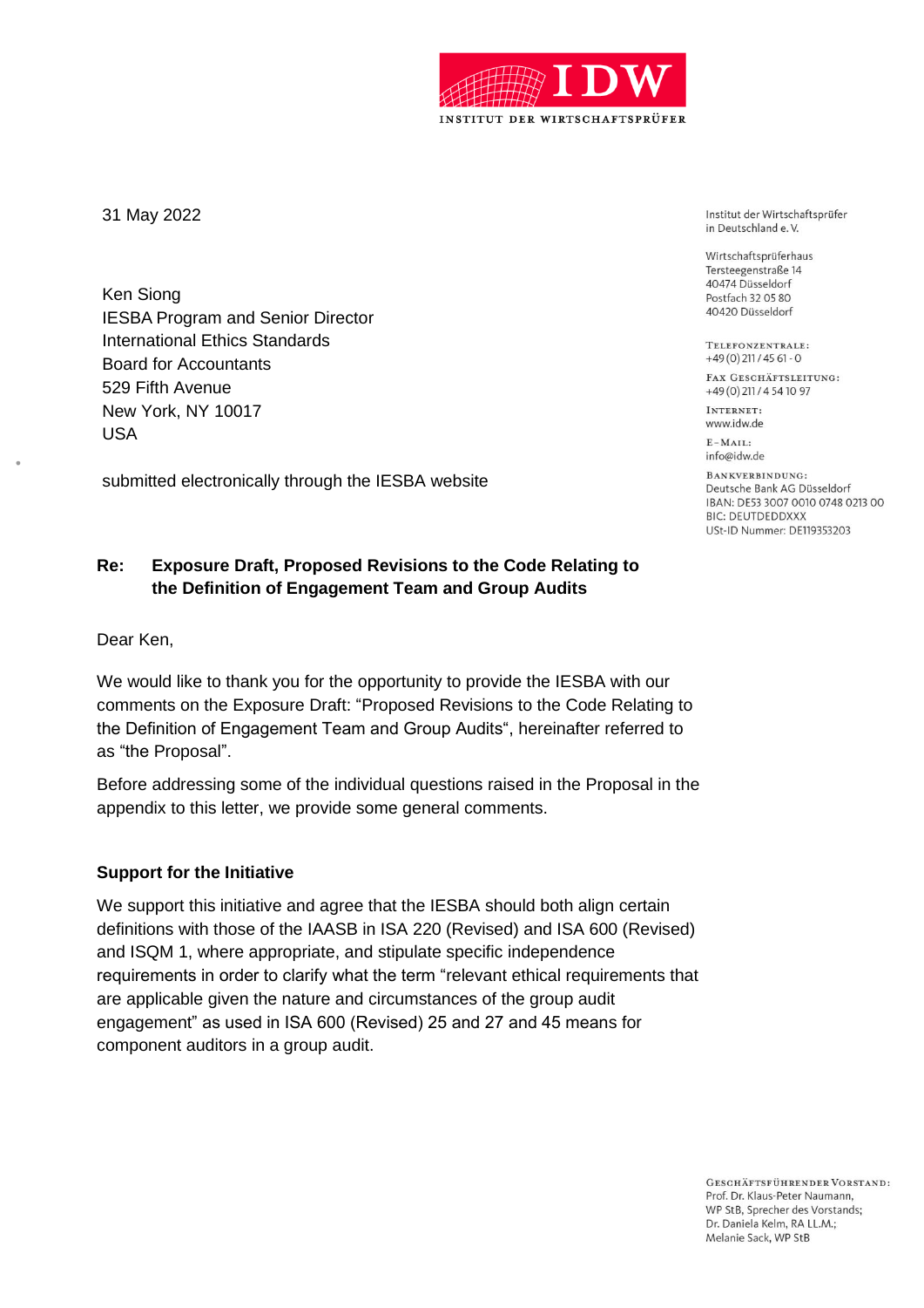31 May 2022

Ken Siong
IESBA Program and Senior Director
International Ethics Standards
Board for Accountants
529 Fifth Avenue
New York, NY 10017
USA

submitted electronically through the IESBA website

Institut der Wirtschaftsprüfer
in Deutschland e. V.

Wirtschaftsprüferhaus
Tersteegenstraße 14
40474 Düsseldorf
Postfach 32 05 80
40420 Düsseldorf

TELEFONZENTRALE:
+49 (0) 211 / 45 61 - 0

FAX GESCHÄFTSLEITUNG:
+49 (0) 211 / 4 54 10 97

INTERNET:
www.idw.de

E-MAIL:
info@idw.de

BANKVERBINDUNG:
Deutsche Bank AG Düsseldorf
IBAN: DE53 3007 0010 0748 0213 00
BIC: DEUTDEDDXXX
USt-ID Nummer: DE119353203

**Re: Exposure Draft, Proposed Revisions to the Code Relating to the Definition of Engagement Team and Group Audits**

Dear Ken,

We would like to thank you for the opportunity to provide the IESBA with our comments on the Exposure Draft: "Proposed Revisions to the Code Relating to the Definition of Engagement Team and Group Audits", hereinafter referred to as "the Proposal".

Before addressing some of the individual questions raised in the Proposal in the appendix to this letter, we provide some general comments.

**Support for the Initiative**

We support this initiative and agree that the IESBA should both align certain definitions with those of the IAASB in ISA 220 (Revised) and ISA 600 (Revised) and ISQM 1, where appropriate, and stipulate specific independence requirements in order to clarify what the term "relevant ethical requirements that are applicable given the nature and circumstances of the group audit engagement" as used in ISA 600 (Revised) 25 and 27 and 45 means for component auditors in a group audit.

GESCHÄFTSFÜHRENDER VORSTAND:
Prof. Dr. Klaus-Peter Naumann,
WP StB, Sprecher des Vorstands;
Dr. Daniela Kelm, RA LL.M.;
Melanie Sack, WP StB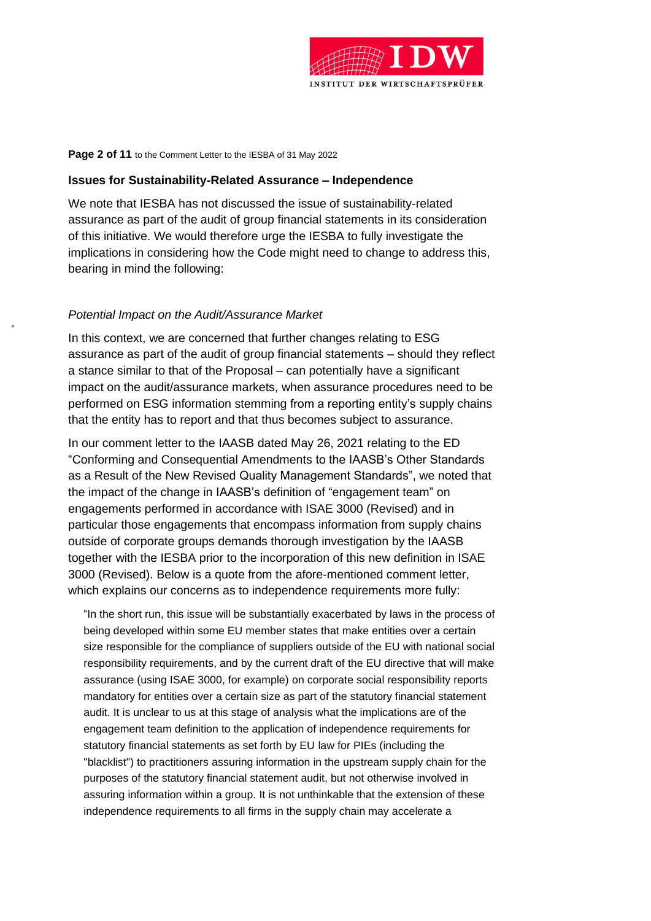**Issues for Sustainability-Related Assurance – Independence**

We note that IESBA has not discussed the issue of sustainability-related assurance as part of the audit of group financial statements in its consideration of this initiative. We would therefore urge the IESBA to fully investigate the implications in considering how the Code might need to change to address this, bearing in mind the following:

*Potential Impact on the Audit/Assurance Market*

In this context, we are concerned that further changes relating to ESG assurance as part of the audit of group financial statements – should they reflect a stance similar to that of the Proposal – can potentially have a significant impact on the audit/assurance markets, when assurance procedures need to be performed on ESG information stemming from a reporting entity's supply chains that the entity has to report and that thus becomes subject to assurance.

In our comment letter to the IAASB dated May 26, 2021 relating to the ED "Conforming and Consequential Amendments to the IAASB's Other Standards as a Result of the New Revised Quality Management Standards", we noted that the impact of the change in IAASB's definition of "engagement team" on engagements performed in accordance with ISAE 3000 (Revised) and in particular those engagements that encompass information from supply chains outside of corporate groups demands thorough investigation by the IAASB together with the IESBA prior to the incorporation of this new definition in ISAE 3000 (Revised). Below is a quote from the afore-mentioned comment letter, which explains our concerns as to independence requirements more fully:

> "In the short run, this issue will be substantially exacerbated by laws in the process of being developed within some EU member states that make entities over a certain size responsible for the compliance of suppliers outside of the EU with national social responsibility requirements, and by the current draft of the EU directive that will make assurance (using ISAE 3000, for example) on corporate social responsibility reports mandatory for entities over a certain size as part of the statutory financial statement audit. It is unclear to us at this stage of analysis what the implications are of the engagement team definition to the application of independence requirements for statutory financial statements as set forth by EU law for PIEs (including the "blacklist") to practitioners assuring information in the upstream supply chain for the purposes of the statutory financial statement audit, but not otherwise involved in assuring information within a group. It is not unthinkable that the extension of these independence requirements to all firms in the supply chain may accelerate a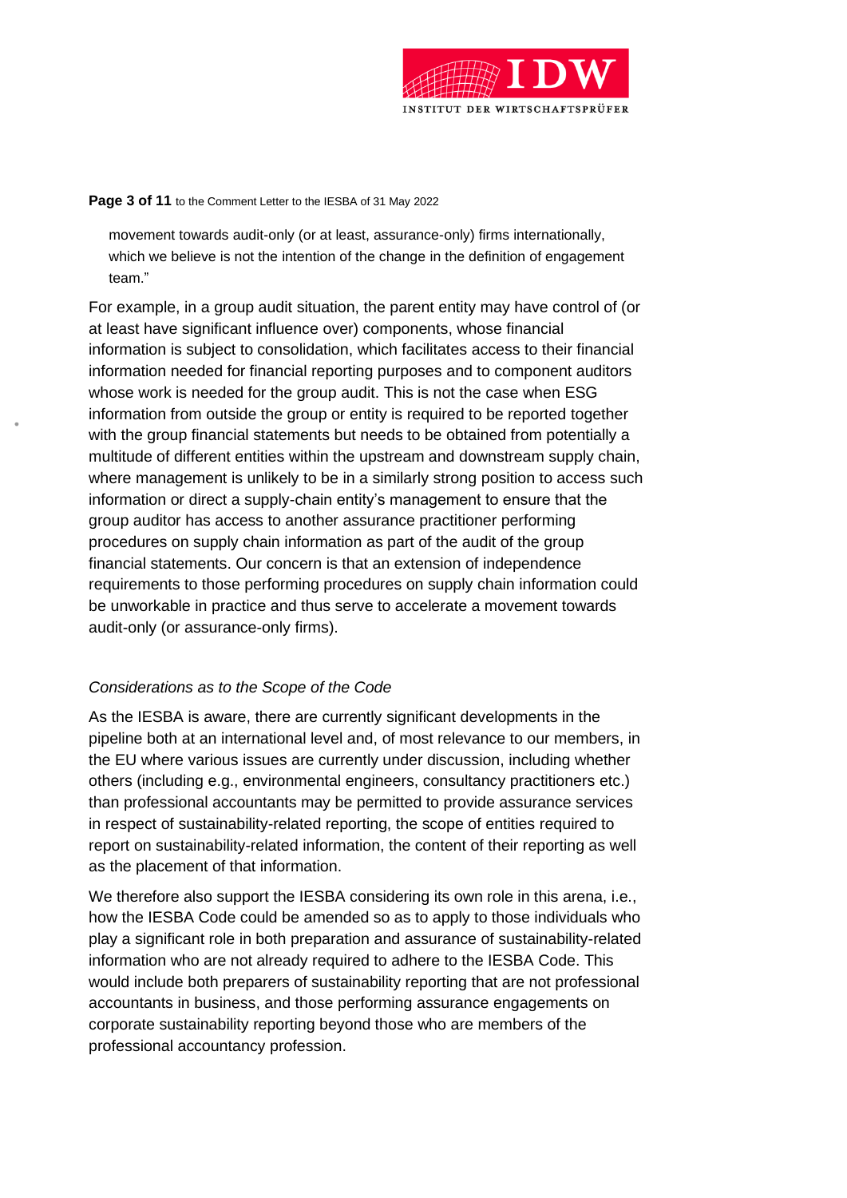> movement towards audit-only (or at least, assurance-only) firms internationally, which we believe is not the intention of the change in the definition of engagement team."

For example, in a group audit situation, the parent entity may have control of (or at least have significant influence over) components, whose financial information is subject to consolidation, which facilitates access to their financial information needed for financial reporting purposes and to component auditors whose work is needed for the group audit. This is not the case when ESG information from outside the group or entity is required to be reported together with the group financial statements but needs to be obtained from potentially a multitude of different entities within the upstream and downstream supply chain, where management is unlikely to be in a similarly strong position to access such information or direct a supply-chain entity's management to ensure that the group auditor has access to another assurance practitioner performing procedures on supply chain information as part of the audit of the group financial statements. Our concern is that an extension of independence requirements to those performing procedures on supply chain information could be unworkable in practice and thus serve to accelerate a movement towards audit-only (or assurance-only firms).

*Considerations as to the Scope of the Code*

As the IESBA is aware, there are currently significant developments in the pipeline both at an international level and, of most relevance to our members, in the EU where various issues are currently under discussion, including whether others (including e.g., environmental engineers, consultancy practitioners etc.) than professional accountants may be permitted to provide assurance services in respect of sustainability-related reporting, the scope of entities required to report on sustainability-related information, the content of their reporting as well as the placement of that information.

We therefore also support the IESBA considering its own role in this arena, i.e., how the IESBA Code could be amended so as to apply to those individuals who play a significant role in both preparation and assurance of sustainability-related information who are not already required to adhere to the IESBA Code. This would include both preparers of sustainability reporting that are not professional accountants in business, and those performing assurance engagements on corporate sustainability reporting beyond those who are members of the professional accountancy profession.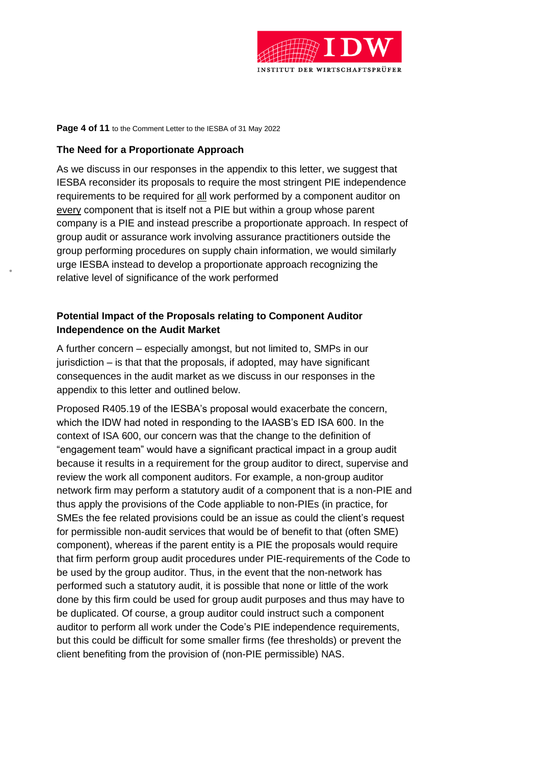### The Need for a Proportionate Approach

As we discuss in our responses in the appendix to this letter, we suggest that IESBA reconsider its proposals to require the most stringent PIE independence requirements to be required for <u>all</u> work performed by a component auditor on <u>every</u> component that is itself not a PIE but within a group whose parent company is a PIE and instead prescribe a proportionate approach. In respect of group audit or assurance work involving assurance practitioners outside the group performing procedures on supply chain information, we would similarly urge IESBA instead to develop a proportionate approach recognizing the relative level of significance of the work performed

### Potential Impact of the Proposals relating to Component Auditor Independence on the Audit Market

A further concern – especially amongst, but not limited to, SMPs in our jurisdiction – is that that the proposals, if adopted, may have significant consequences in the audit market as we discuss in our responses in the appendix to this letter and outlined below.

Proposed R405.19 of the IESBA's proposal would exacerbate the concern, which the IDW had noted in responding to the IAASB's ED ISA 600. In the context of ISA 600, our concern was that the change to the definition of "engagement team" would have a significant practical impact in a group audit because it results in a requirement for the group auditor to direct, supervise and review the work all component auditors. For example, a non-group auditor network firm may perform a statutory audit of a component that is a non-PIE and thus apply the provisions of the Code appliable to non-PIEs (in practice, for SMEs the fee related provisions could be an issue as could the client's request for permissible non-audit services that would be of benefit to that (often SME) component), whereas if the parent entity is a PIE the proposals would require that firm perform group audit procedures under PIE-requirements of the Code to be used by the group auditor. Thus, in the event that the non-network has performed such a statutory audit, it is possible that none or little of the work done by this firm could be used for group audit purposes and thus may have to be duplicated. Of course, a group auditor could instruct such a component auditor to perform all work under the Code's PIE independence requirements, but this could be difficult for some smaller firms (fee thresholds) or prevent the client benefiting from the provision of (non-PIE permissible) NAS.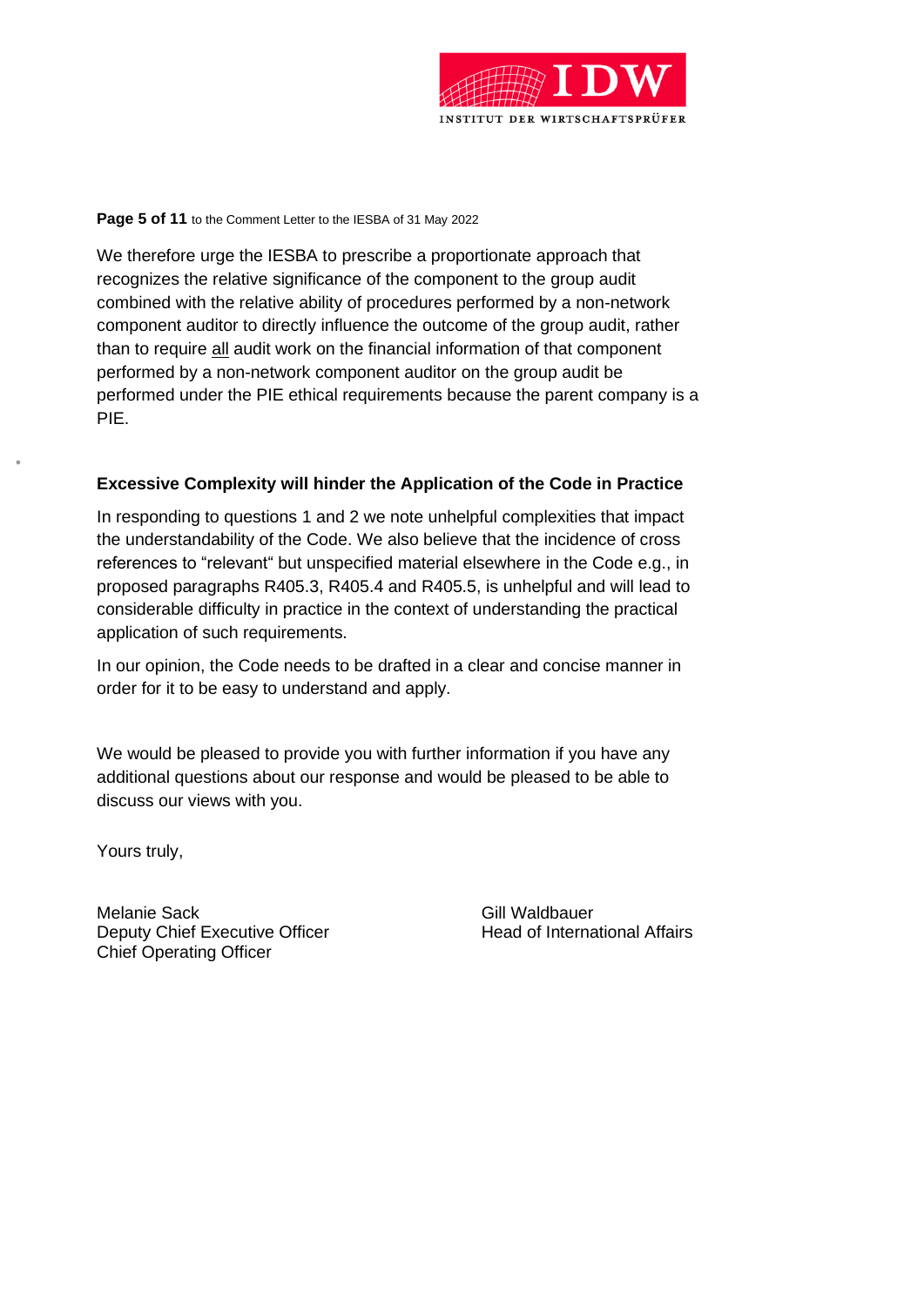We therefore urge the IESBA to prescribe a proportionate approach that recognizes the relative significance of the component to the group audit combined with the relative ability of procedures performed by a non-network component auditor to directly influence the outcome of the group audit, rather than to require <u>all</u> audit work on the financial information of that component performed by a non-network component auditor on the group audit be performed under the PIE ethical requirements because the parent company is a PIE.

**Excessive Complexity will hinder the Application of the Code in Practice**

In responding to questions 1 and 2 we note unhelpful complexities that impact the understandability of the Code. We also believe that the incidence of cross references to "relevant" but unspecified material elsewhere in the Code e.g., in proposed paragraphs R405.3, R405.4 and R405.5, is unhelpful and will lead to considerable difficulty in practice in the context of understanding the practical application of such requirements.

In our opinion, the Code needs to be drafted in a clear and concise manner in order for it to be easy to understand and apply.

We would be pleased to provide you with further information if you have any additional questions about our response and would be pleased to be able to discuss our views with you.

Yours truly,

Melanie Sack
Deputy Chief Executive Officer
Chief Operating Officer

Gill Waldbauer
Head of International Affairs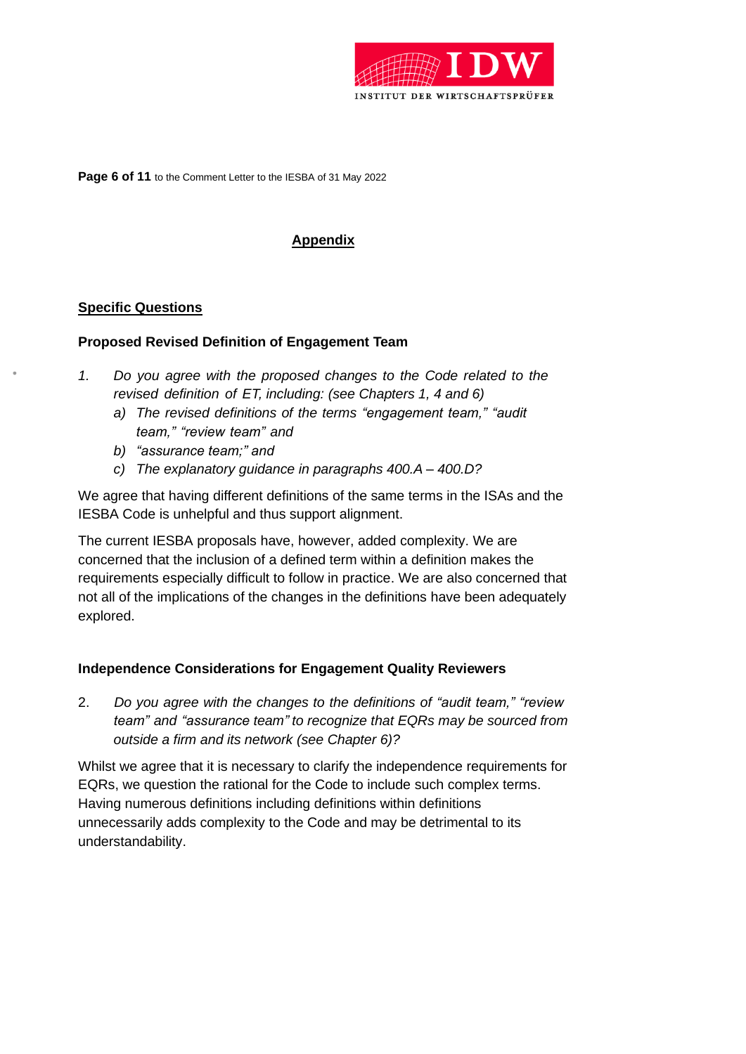## Appendix

### Specific Questions

**Proposed Revised Definition of Engagement Team**

1. *Do you agree with the proposed changes to the Code related to the revised definition of ET, including: (see Chapters 1, 4 and 6)*
   a) *The revised definitions of the terms "engagement team," "audit team," "review team" and*
   b) *"assurance team;" and*
   c) *The explanatory guidance in paragraphs 400.A – 400.D?*

We agree that having different definitions of the same terms in the ISAs and the IESBA Code is unhelpful and thus support alignment.

The current IESBA proposals have, however, added complexity. We are concerned that the inclusion of a defined term within a definition makes the requirements especially difficult to follow in practice. We are also concerned that not all of the implications of the changes in the definitions have been adequately explored.

**Independence Considerations for Engagement Quality Reviewers**

2. *Do you agree with the changes to the definitions of "audit team," "review team" and "assurance team" to recognize that EQRs may be sourced from outside a firm and its network (see Chapter 6)?*

Whilst we agree that it is necessary to clarify the independence requirements for EQRs, we question the rational for the Code to include such complex terms. Having numerous definitions including definitions within definitions unnecessarily adds complexity to the Code and may be detrimental to its understandability.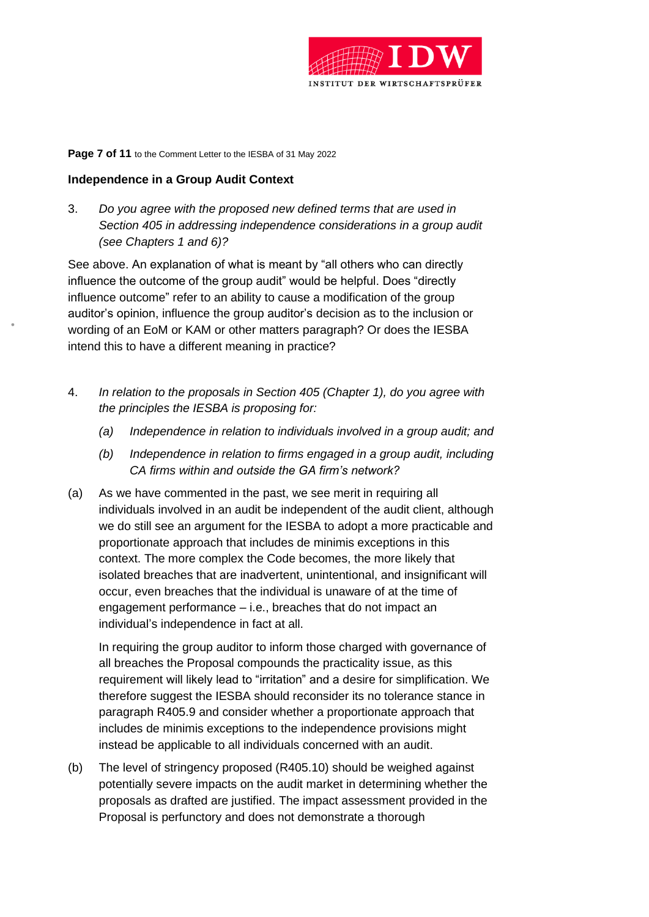## Independence in a Group Audit Context

3. *Do you agree with the proposed new defined terms that are used in Section 405 in addressing independence considerations in a group audit (see Chapters 1 and 6)?*

See above. An explanation of what is meant by "all others who can directly influence the outcome of the group audit" would be helpful. Does "directly influence outcome" refer to an ability to cause a modification of the group auditor's opinion, influence the group auditor's decision as to the inclusion or wording of an EoM or KAM or other matters paragraph? Or does the IESBA intend this to have a different meaning in practice?

4. *In relation to the proposals in Section 405 (Chapter 1), do you agree with the principles the IESBA is proposing for:*

   *(a) Independence in relation to individuals involved in a group audit; and*

   *(b) Independence in relation to firms engaged in a group audit, including CA firms within and outside the GA firm's network?*

(a) As we have commented in the past, we see merit in requiring all individuals involved in an audit be independent of the audit client, although we do still see an argument for the IESBA to adopt a more practicable and proportionate approach that includes de minimis exceptions in this context. The more complex the Code becomes, the more likely that isolated breaches that are inadvertent, unintentional, and insignificant will occur, even breaches that the individual is unaware of at the time of engagement performance – i.e., breaches that do not impact an individual's independence in fact at all.

In requiring the group auditor to inform those charged with governance of all breaches the Proposal compounds the practicality issue, as this requirement will likely lead to "irritation" and a desire for simplification. We therefore suggest the IESBA should reconsider its no tolerance stance in paragraph R405.9 and consider whether a proportionate approach that includes de minimis exceptions to the independence provisions might instead be applicable to all individuals concerned with an audit.

(b) The level of stringency proposed (R405.10) should be weighed against potentially severe impacts on the audit market in determining whether the proposals as drafted are justified. The impact assessment provided in the Proposal is perfunctory and does not demonstrate a thorough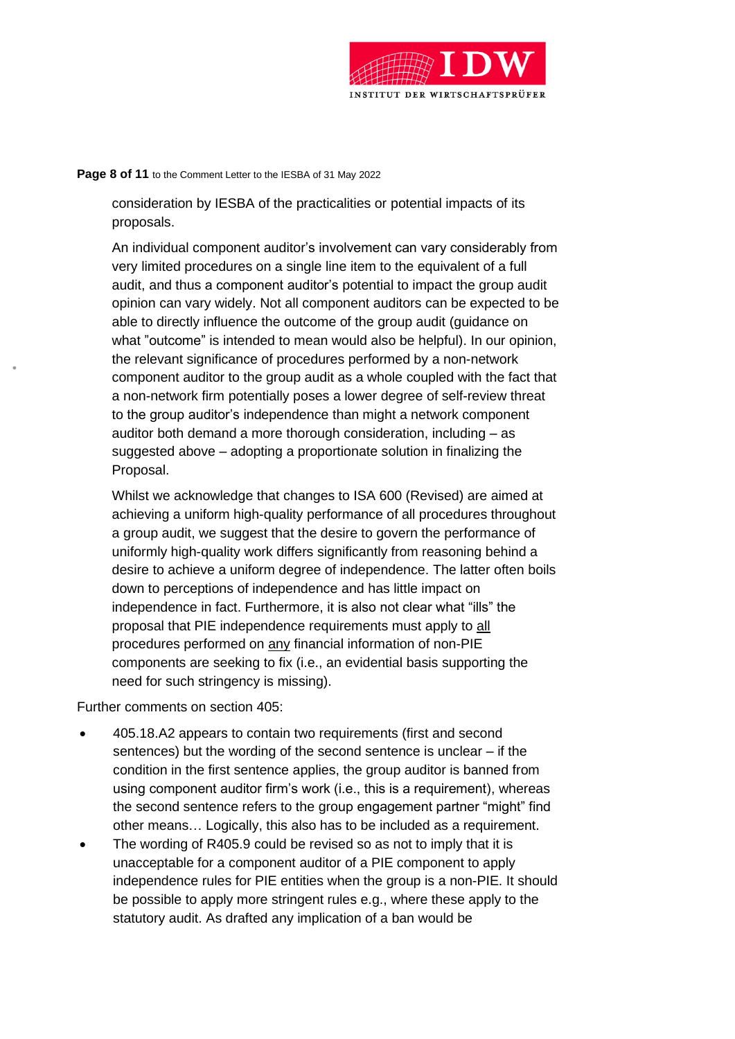consideration by IESBA of the practicalities or potential impacts of its proposals.

An individual component auditor's involvement can vary considerably from very limited procedures on a single line item to the equivalent of a full audit, and thus a component auditor's potential to impact the group audit opinion can vary widely. Not all component auditors can be expected to be able to directly influence the outcome of the group audit (guidance on what "outcome" is intended to mean would also be helpful). In our opinion, the relevant significance of procedures performed by a non-network component auditor to the group audit as a whole coupled with the fact that a non-network firm potentially poses a lower degree of self-review threat to the group auditor's independence than might a network component auditor both demand a more thorough consideration, including – as suggested above – adopting a proportionate solution in finalizing the Proposal.

Whilst we acknowledge that changes to ISA 600 (Revised) are aimed at achieving a uniform high-quality performance of all procedures throughout a group audit, we suggest that the desire to govern the performance of uniformly high-quality work differs significantly from reasoning behind a desire to achieve a uniform degree of independence. The latter often boils down to perceptions of independence and has little impact on independence in fact. Furthermore, it is also not clear what "ills" the proposal that PIE independence requirements must apply to <u>all</u> procedures performed on <u>any</u> financial information of non-PIE components are seeking to fix (i.e., an evidential basis supporting the need for such stringency is missing).

Further comments on section 405:

- 405.18.A2 appears to contain two requirements (first and second sentences) but the wording of the second sentence is unclear – if the condition in the first sentence applies, the group auditor is banned from using component auditor firm's work (i.e., this is a requirement), whereas the second sentence refers to the group engagement partner "might" find other means… Logically, this also has to be included as a requirement.
- The wording of R405.9 could be revised so as not to imply that it is unacceptable for a component auditor of a PIE component to apply independence rules for PIE entities when the group is a non-PIE. It should be possible to apply more stringent rules e.g., where these apply to the statutory audit. As drafted any implication of a ban would be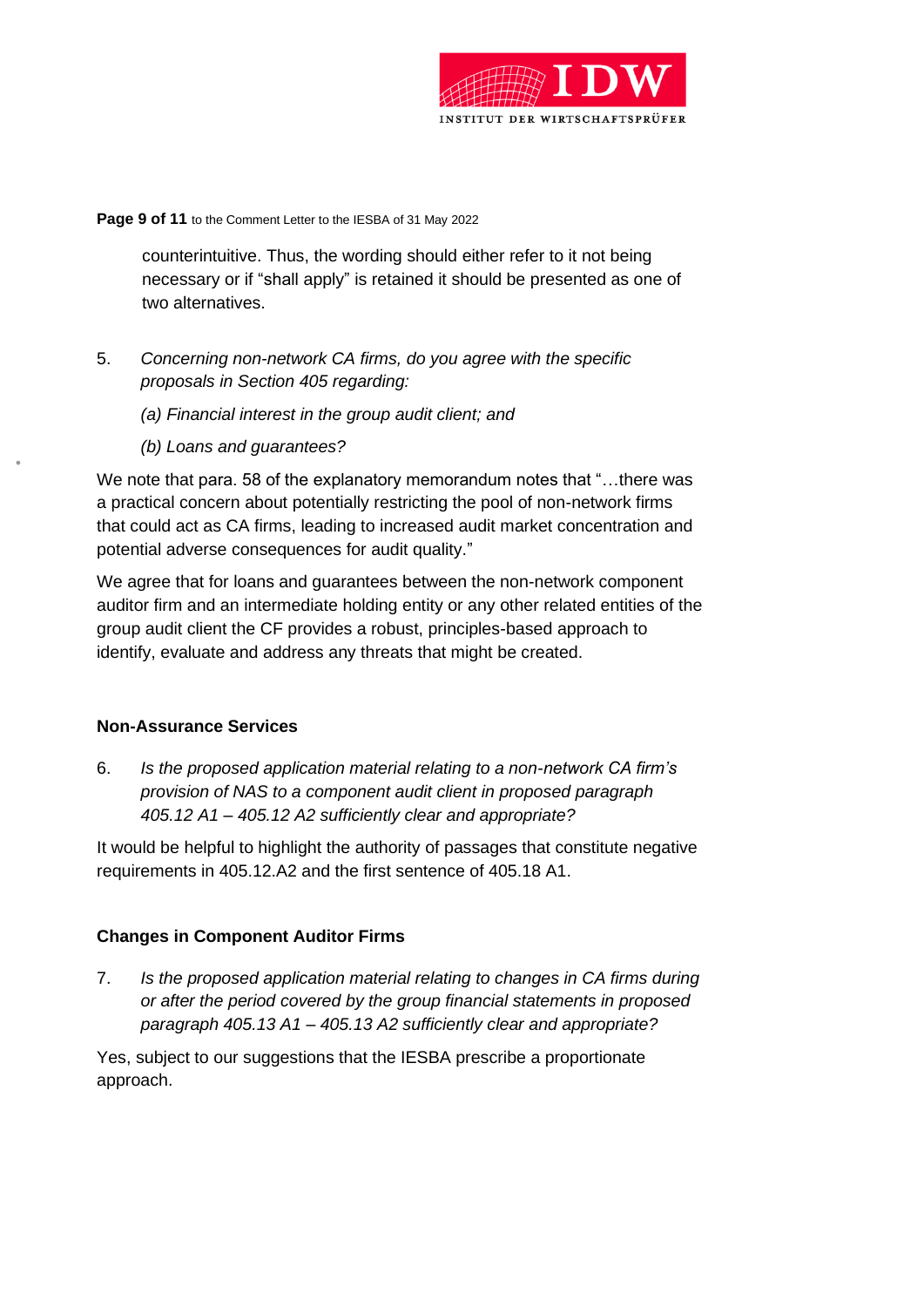counterintuitive. Thus, the wording should either refer to it not being necessary or if "shall apply" is retained it should be presented as one of two alternatives.

5. *Concerning non-network CA firms, do you agree with the specific proposals in Section 405 regarding:*

   *(a) Financial interest in the group audit client; and*

   *(b) Loans and guarantees?*

We note that para. 58 of the explanatory memorandum notes that "…there was a practical concern about potentially restricting the pool of non-network firms that could act as CA firms, leading to increased audit market concentration and potential adverse consequences for audit quality."

We agree that for loans and guarantees between the non-network component auditor firm and an intermediate holding entity or any other related entities of the group audit client the CF provides a robust, principles-based approach to identify, evaluate and address any threats that might be created.

**Non-Assurance Services**

6. *Is the proposed application material relating to a non-network CA firm's provision of NAS to a component audit client in proposed paragraph 405.12 A1 – 405.12 A2 sufficiently clear and appropriate?*

It would be helpful to highlight the authority of passages that constitute negative requirements in 405.12.A2 and the first sentence of 405.18 A1.

**Changes in Component Auditor Firms**

7. *Is the proposed application material relating to changes in CA firms during or after the period covered by the group financial statements in proposed paragraph 405.13 A1 – 405.13 A2 sufficiently clear and appropriate?*

Yes, subject to our suggestions that the IESBA prescribe a proportionate approach.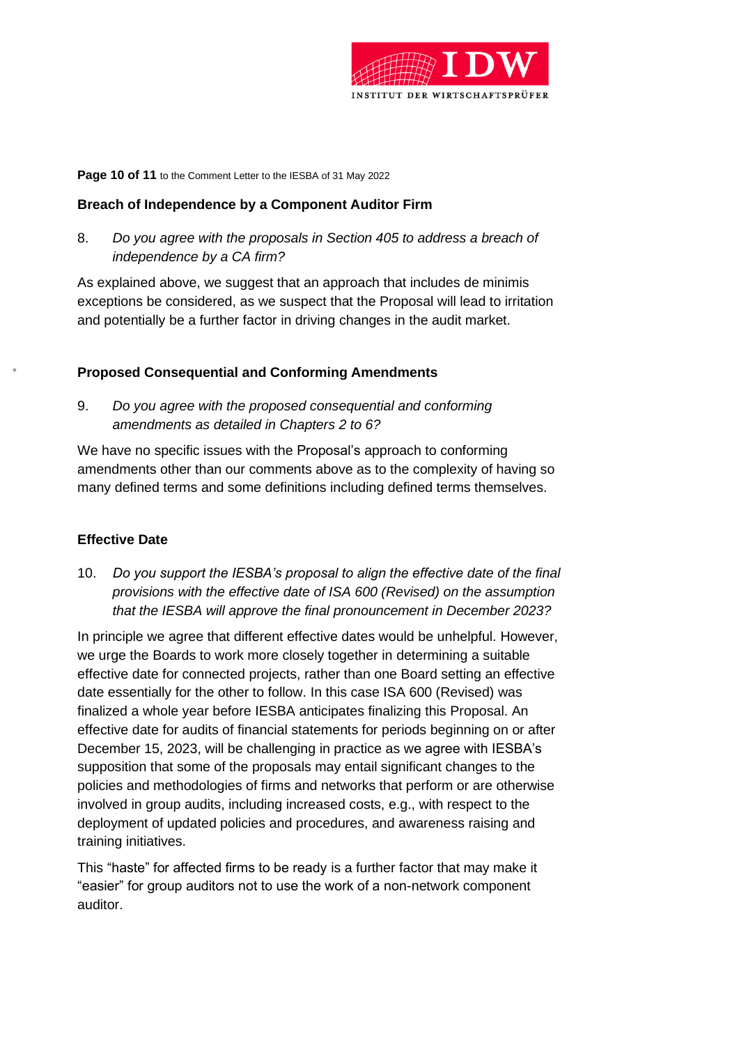**Breach of Independence by a Component Auditor Firm**

8. *Do you agree with the proposals in Section 405 to address a breach of independence by a CA firm?*

As explained above, we suggest that an approach that includes de minimis exceptions be considered, as we suspect that the Proposal will lead to irritation and potentially be a further factor in driving changes in the audit market.

**Proposed Consequential and Conforming Amendments**

9. *Do you agree with the proposed consequential and conforming amendments as detailed in Chapters 2 to 6?*

We have no specific issues with the Proposal's approach to conforming amendments other than our comments above as to the complexity of having so many defined terms and some definitions including defined terms themselves.

**Effective Date**

10. *Do you support the IESBA's proposal to align the effective date of the final provisions with the effective date of ISA 600 (Revised) on the assumption that the IESBA will approve the final pronouncement in December 2023?*

In principle we agree that different effective dates would be unhelpful. However, we urge the Boards to work more closely together in determining a suitable effective date for connected projects, rather than one Board setting an effective date essentially for the other to follow. In this case ISA 600 (Revised) was finalized a whole year before IESBA anticipates finalizing this Proposal. An effective date for audits of financial statements for periods beginning on or after December 15, 2023, will be challenging in practice as we agree with IESBA's supposition that some of the proposals may entail significant changes to the policies and methodologies of firms and networks that perform or are otherwise involved in group audits, including increased costs, e.g., with respect to the deployment of updated policies and procedures, and awareness raising and training initiatives.

This "haste" for affected firms to be ready is a further factor that may make it "easier" for group auditors not to use the work of a non-network component auditor.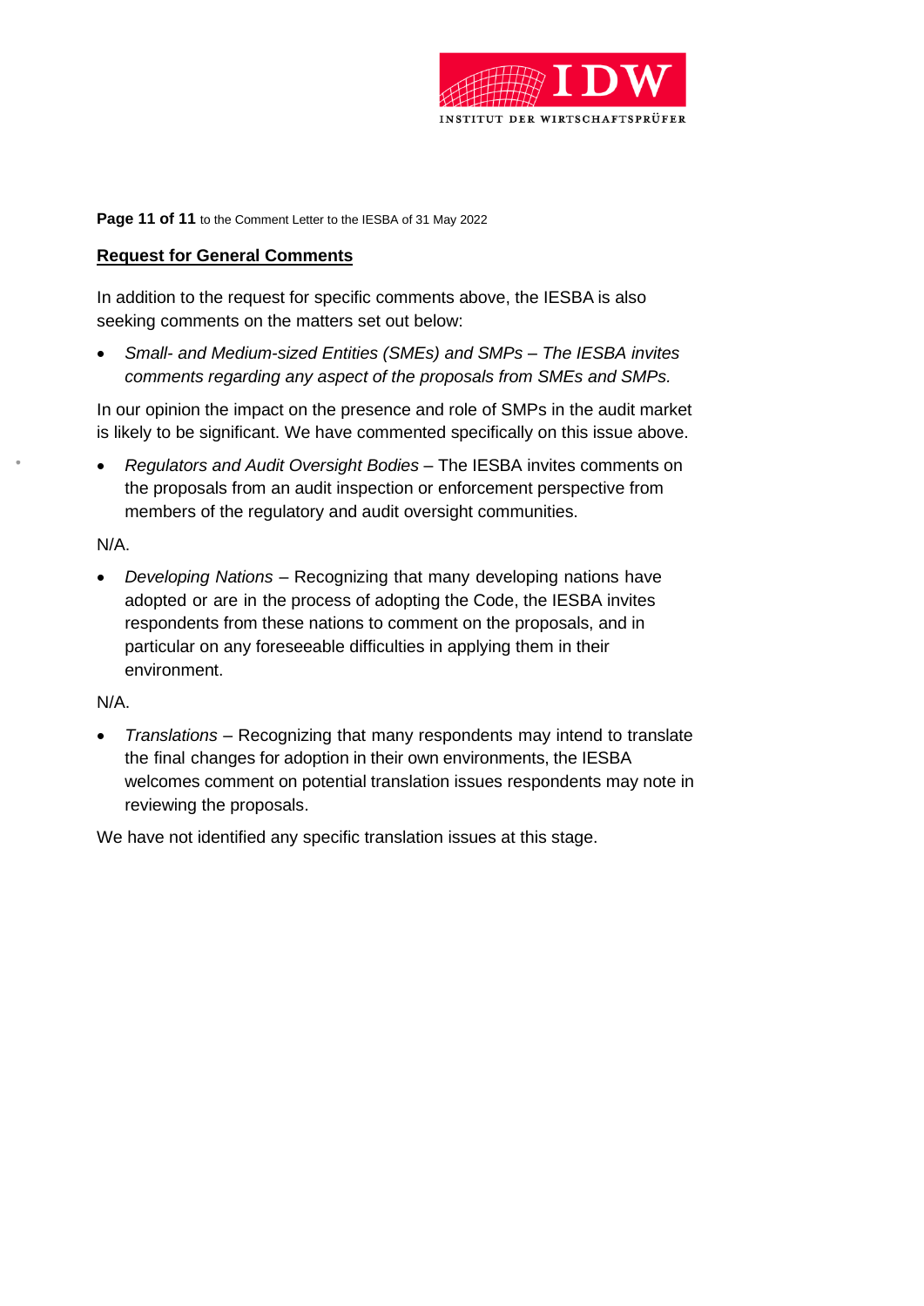**Request for General Comments**

In addition to the request for specific comments above, the IESBA is also seeking comments on the matters set out below:

- *Small- and Medium-sized Entities (SMEs) and SMPs – The IESBA invites comments regarding any aspect of the proposals from SMEs and SMPs.*

In our opinion the impact on the presence and role of SMPs in the audit market is likely to be significant. We have commented specifically on this issue above.

- *Regulators and Audit Oversight Bodies* – The IESBA invites comments on the proposals from an audit inspection or enforcement perspective from members of the regulatory and audit oversight communities.

N/A.

- *Developing Nations* – Recognizing that many developing nations have adopted or are in the process of adopting the Code, the IESBA invites respondents from these nations to comment on the proposals, and in particular on any foreseeable difficulties in applying them in their environment.

N/A.

- *Translations* – Recognizing that many respondents may intend to translate the final changes for adoption in their own environments, the IESBA welcomes comment on potential translation issues respondents may note in reviewing the proposals.

We have not identified any specific translation issues at this stage.